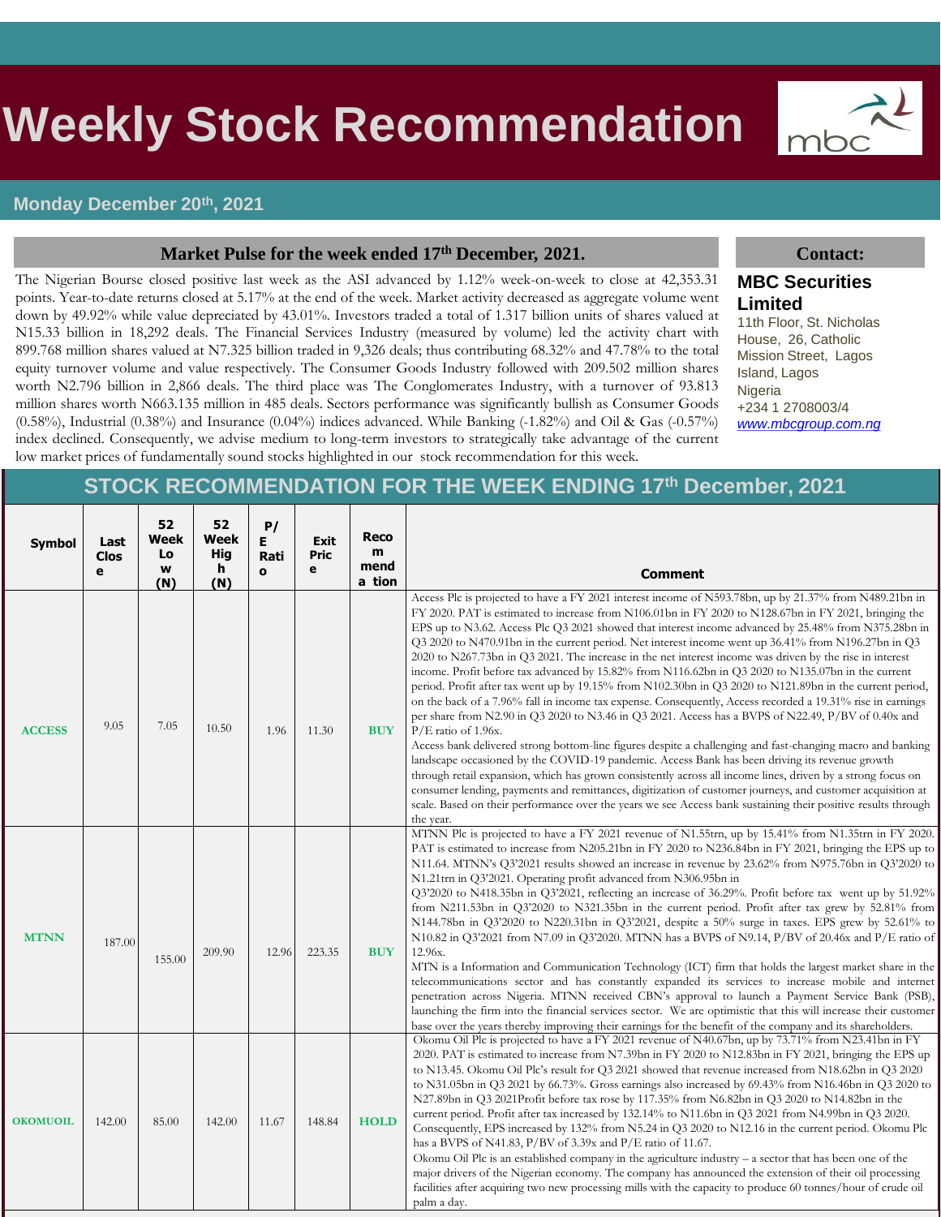# Weekly Stock Recommendation

**Monday December 20th, 2021**

## Market Pulse for the week ended 17th December, 2021.

The Nigerian Bourse closed positive last week as the ASI advanced by 1.12% week-on-week to close at 42,353.31 points. Year-to-date returns closed at 5.17% at the end of the week. Market activity decreased as aggregate volume went down by 49.92% while value depreciated by 43.01%. Investors traded a total of 1.317 billion units of shares valued at N15.33 billion in 18,292 deals. The Financial Services Industry (measured by volume) led the activity chart with 899.768 million shares valued at N7.325 billion traded in 9,326 deals; thus contributing 68.32% and 47.78% to the total equity turnover volume and value respectively. The Consumer Goods Industry followed with 209.502 million shares worth N2.796 billion in 2,866 deals. The third place was The Conglomerates Industry, with a turnover of 93.813 million shares worth N663.135 million in 485 deals. Sectors performance was significantly bullish as Consumer Goods (0.58%), Industrial (0.38%) and Insurance (0.04%) indices advanced. While Banking (-1.82%) and Oil & Gas (-0.57%) index declined. Consequently, we advise medium to long-term investors to strategically take advantage of the current low market prices of fundamentally sound stocks highlighted in our stock recommendation for this week.

## Contact:

**MBC Securities Limited**
11th Floor, St. Nicholas House, 26, Catholic Mission Street, Lagos Island, Lagos
Nigeria
+234 1 2708003/4
www.mbcgroup.com.ng

## STOCK RECOMMENDATION FOR THE WEEK ENDING 17th December, 2021

| Symbol | Last Close | 52 Week Low (N) | 52 Week High (N) | P/E Ratio | Exit Price | Recommendation | Comment |
|---|---|---|---|---|---|---|---|
| ACCESS | 9.05 | 7.05 | 10.50 | 1.96 | 11.30 | BUY | Access Plc is projected to have a FY 2021 interest income of N593.78bn, up by 21.37% from N489.21bn in FY 2020. PAT is estimated to increase from N106.01bn in FY 2020 to N128.67bn in FY 2021, bringing the EPS up to N3.62. Access Plc Q3 2021 showed that interest income advanced by 25.48% from N375.28bn in Q3 2020 to N470.91bn in the current period. Net interest income went up 36.41% from N196.27bn in Q3 2020 to N267.73bn in Q3 2021. The increase in the net interest income was driven by the rise in interest income. Profit before tax advanced by 15.82% from N116.62bn in Q3 2020 to N135.07bn in the current period. Profit after tax went up by 19.15% from N102.30bn in Q3 2020 to N121.89bn in the current period, on the back of a 7.96% fall in income tax expense. Consequently, Access recorded a 19.31% rise in earnings per share from N2.90 in Q3 2020 to N3.46 in Q3 2021. Access has a BVPS of N22.49, P/BV of 0.40x and P/E ratio of 1.96x. Access bank delivered strong bottom-line figures despite a challenging and fast-changing macro and banking landscape occasioned by the COVID-19 pandemic. Access Bank has been driving its revenue growth through retail expansion, which has grown consistently across all income lines, driven by a strong focus on consumer lending, payments and remittances, digitization of customer journeys, and customer acquisition at scale. Based on their performance over the years we see Access bank sustaining their positive results through the year. |
| MTNN | 187.00 | 155.00 | 209.90 | 12.96 | 223.35 | BUY | MTNN Plc is projected to have a FY 2021 revenue of N1.55trn, up by 15.41% from N1.35trn in FY 2020. PAT is estimated to increase from N205.21bn in FY 2020 to N236.84bn in FY 2021, bringing the EPS up to N11.64. MTNN's Q3'2021 results showed an increase in revenue by 23.62% from N975.76bn in Q3'2020 to N1.21trn in Q3'2021. Operating profit advanced from N306.95bn in Q3'2020 to N418.35bn in Q3'2021, reflecting an increase of 36.29%. Profit before tax went up by 51.92% from N211.53bn in Q3'2020 to N321.35bn in the current period. Profit after tax grew by 52.81% from N144.78bn in Q3'2020 to N220.31bn in Q3'2021, despite a 50% surge in taxes. EPS grew by 52.61% to N10.82 in Q3'2021 from N7.09 in Q3'2020. MTNN has a BVPS of N9.14, P/BV of 20.46x and P/E ratio of 12.96x. MTN is a Information and Communication Technology (ICT) firm that holds the largest market share in the telecommunications sector and has constantly expanded its services to increase mobile and internet penetration across Nigeria. MTNN received CBN's approval to launch a Payment Service Bank (PSB), launching the firm into the financial services sector. We are optimistic that this will increase their customer base over the years thereby improving their earnings for the benefit of the company and its shareholders. |
| OKOMUOIL | 142.00 | 85.00 | 142.00 | 11.67 | 148.84 | HOLD | Okomu Oil Plc is projected to have a FY 2021 revenue of N40.67bn, up by 73.71% from N23.41bn in FY 2020. PAT is estimated to increase from N7.39bn in FY 2020 to N12.83bn in FY 2021, bringing the EPS up to N13.45. Okomu Oil Plc's result for Q3 2021 showed that revenue increased from N18.62bn in Q3 2020 to N31.05bn in Q3 2021 by 66.73%. Gross earnings also increased by 69.43% from N16.46bn in Q3 2020 to N27.89bn in Q3 2021Profit before tax rose by 117.35% from N6.82bn in Q3 2020 to N14.82bn in the current period. Profit after tax increased by 132.14% to N11.6bn in Q3 2021 from N4.99bn in Q3 2020. Consequently, EPS increased by 132% from N5.24 in Q3 2020 to N12.16 in the current period. Okomu Plc has a BVPS of N41.83, P/BV of 3.39x and P/E ratio of 11.67. Okomu Oil Plc is an established company in the agriculture industry – a sector that has been one of the major drivers of the Nigerian economy. The company has announced the extension of their oil processing facilities after acquiring two new processing mills with the capacity to produce 60 tonnes/hour of crude oil palm a day. |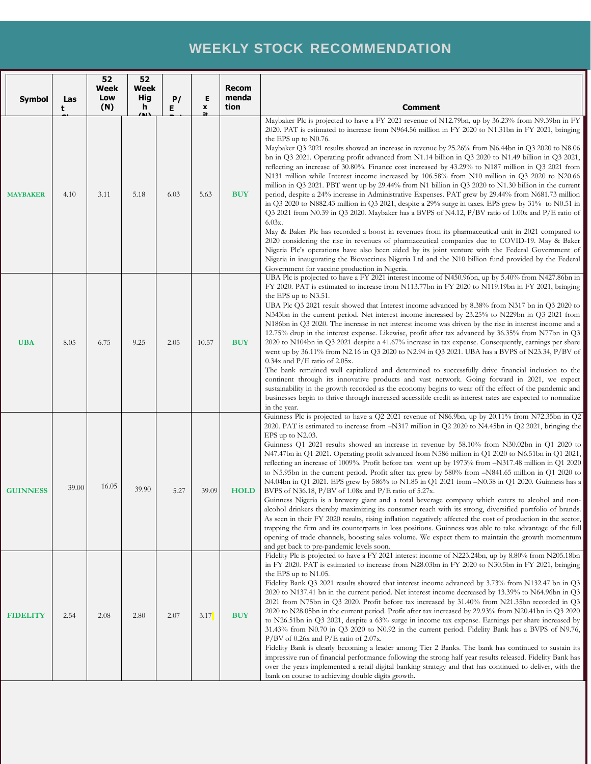# WEEKLY STOCK RECOMMENDATION

| Symbol | Last Close | 52 Week Low (N) | 52 Week High (N) | P/E Ratio | Exit | Recommendation | Comment |
|---|---|---|---|---|---|---|---|
| **MAYBAKER** | 4.10 | 3.11 | 5.18 | 6.03 | 5.63 | **BUY** | Maybaker Plc is projected to have a FY 2021 revenue of N12.79bn, up by 36.23% from N9.39bn in FY 2020. PAT is estimated to increase from N964.56 million in FY 2020 to N1.31bn in FY 2021, bringing the EPS up to N0.76.<br>Maybaker Q3 2021 results showed an increase in revenue by 25.26% from N6.44bn in Q3 2020 to N8.06 bn in Q3 2021. Operating profit advanced from N1.14 billion in Q3 2020 to N1.49 billion in Q3 2021, reflecting an increase of 30.80%. Finance cost increased by 43.29% to N187 million in Q3 2021 from N131 million while Interest income increased by 106.58% from N10 million in Q3 2020 to N20.66 million in Q3 2021. PBT went up by 29.44% from N1 billion in Q3 2020 to N1.30 billion in the current period, despite a 24% increase in Administrative Expenses. PAT grew by 29.44% from N681.73 million in Q3 2020 to N882.43 million in Q3 2021, despite a 29% surge in taxes. EPS grew by 31% to N0.51 in Q3 2021 from N0.39 in Q3 2020. Maybaker has a BVPS of N4.12, P/BV ratio of 1.00x and P/E ratio of 6.03x.<br>May & Baker Plc has recorded a boost in revenues from its pharmaceutical unit in 2021 compared to 2020 considering the rise in revenues of pharmaceutical companies due to COVID-19. May & Baker Nigeria Plc's operations have also been aided by its joint venture with the Federal Government of Nigeria in inaugurating the Biovaccines Nigeria Ltd and the N10 billion fund provided by the Federal Government for vaccine production in Nigeria. |
| **UBA** | 8.05 | 6.75 | 9.25 | 2.05 | 10.57 | **BUY** | UBA Plc is projected to have a FY 2021 interest income of N450.96bn, up by 5.40% from N427.86bn in FY 2020. PAT is estimated to increase from N113.77bn in FY 2020 to N119.19bn in FY 2021, bringing the EPS up to N3.51.<br>UBA Plc Q3 2021 result showed that Interest income advanced by 8.38% from N317 bn in Q3 2020 to N343bn in the current period. Net interest income increased by 23.25% to N229bn in Q3 2021 from N186bn in Q3 2020. The increase in net interest income was driven by the rise in interest income and a 12.75% drop in the interest expense. Likewise, profit after tax advanced by 36.35% from N77bn in Q3 2020 to N104bn in Q3 2021 despite a 41.67% increase in tax expense. Consequently, earnings per share went up by 36.11% from N2.16 in Q3 2020 to N2.94 in Q3 2021. UBA has a BVPS of N23.34, P/BV of 0.34x and P/E ratio of 2.05x.<br>The bank remained well capitalized and determined to successfully drive financial inclusion to the continent through its innovative products and vast network. Going forward in 2021, we expect sustainability in the growth recorded as the economy begins to wear off the effect of the pandemic and businesses begin to thrive through increased accessible credit as interest rates are expected to normalize in the year. |
| **GUINNESS** | 39.00 | 16.05 | 39.90 | 5.27 | 39.09 | **HOLD** | Guinness Plc is projected to have a Q2 2021 revenue of N86.9bn, up by 20.11% from N72.35bn in Q2 2020. PAT is estimated to increase from –N317 million in Q2 2020 to N4.45bn in Q2 2021, bringing the EPS up to N2.03.<br>Guinness Q1 2021 results showed an increase in revenue by 58.10% from N30.02bn in Q1 2020 to N47.47bn in Q1 2021. Operating profit advanced from N586 million in Q1 2020 to N6.51bn in Q1 2021, reflecting an increase of 1009%. Profit before tax went up by 1973% from –N317.48 million in Q1 2020 to N5.95bn in the current period. Profit after tax grew by 580% from –N841.65 million in Q1 2020 to N4.04bn in Q1 2021. EPS grew by 586% to N1.85 in Q1 2021 from –N0.38 in Q1 2020. Guinness has a BVPS of N36.18, P/BV of 1.08x and P/E ratio of 5.27x.<br>Guinness Nigeria is a brewery giant and a total beverage company which caters to alcohol and non-alcohol drinkers thereby maximizing its consumer reach with its strong, diversified portfolio of brands. As seen in their FY 2020 results, rising inflation negatively affected the cost of production in the sector, trapping the firm and its counterparts in loss positions. Guinness was able to take advantage of the full opening of trade channels, boosting sales volume. We expect them to maintain the growth momentum and get back to pre-pandemic levels soon. |
| **FIDELITY** | 2.54 | 2.08 | 2.80 | 2.07 | 3.17 | **BUY** | Fidelity Plc is projected to have a FY 2021 interest income of N223.24bn, up by 8.80% from N205.18bn in FY 2020. PAT is estimated to increase from N28.03bn in FY 2020 to N30.5bn in FY 2021, bringing the EPS up to N1.05.<br>Fidelity Bank Q3 2021 results showed that interest income advanced by 3.73% from N132.47 bn in Q3 2020 to N137.41 bn in the current period. Net interest income decreased by 13.39% to N64.96bn in Q3 2021 from N75bn in Q3 2020. Profit before tax increased by 31.40% from N21.35bn recorded in Q3 2020 to N28.05bn in the current period. Profit after tax increased by 29.93% from N20.41bn in Q3 2020 to N26.51bn in Q3 2021, despite a 63% surge in income tax expense. Earnings per share increased by 31.43% from N0.70 in Q3 2020 to N0.92 in the current period. Fidelity Bank has a BVPS of N9.76, P/BV of 0.26x and P/E ratio of 2.07x.<br>Fidelity Bank is clearly becoming a leader among Tier 2 Banks. The bank has continued to sustain its impressive run of financial performance following the strong half year results released. Fidelity Bank has over the years implemented a retail digital banking strategy and that has continued to deliver, with the bank on course to achieving double digits growth. |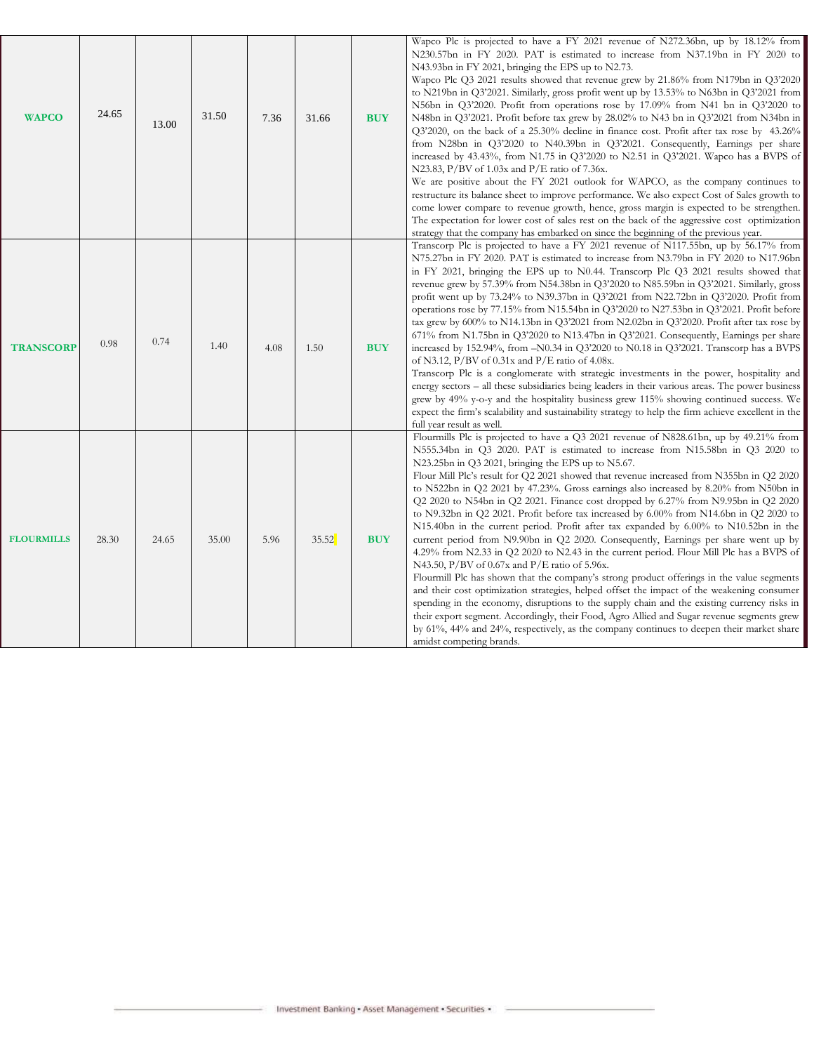| | | | | | | | |
|---|---|---|---|---|---|---|---|
| **WAPCO** | 24.65 | 13.00 | 31.50 | 7.36 | 31.66 | **BUY** | Wapco Plc is projected to have a FY 2021 revenue of N272.36bn, up by 18.12% from N230.57bn in FY 2020. PAT is estimated to increase from N37.19bn in FY 2020 to N43.93bn in FY 2021, bringing the EPS up to N2.73.<br>Wapco Plc Q3 2021 results showed that revenue grew by 21.86% from N179bn in Q3'2020 to N219bn in Q3'2021. Similarly, gross profit went up by 13.53% to N63bn in Q3'2021 from N56bn in Q3'2020. Profit from operations rose by 17.09% from N41 bn in Q3'2020 to N48bn in Q3'2021. Profit before tax grew by 28.02% to N43 bn in Q3'2021 from N34bn in Q3'2020, on the back of a 25.30% decline in finance cost. Profit after tax rose by 43.26% from N28bn in Q3'2020 to N40.39bn in Q3'2021. Consequently, Earnings per share increased by 43.43%, from N1.75 in Q3'2020 to N2.51 in Q3'2021. Wapco has a BVPS of N23.83, P/BV of 1.03x and P/E ratio of 7.36x.<br>We are positive about the FY 2021 outlook for WAPCO, as the company continues to restructure its balance sheet to improve performance. We also expect Cost of Sales growth to come lower compare to revenue growth, hence, gross margin is expected to be strengthen. The expectation for lower cost of sales rest on the back of the aggressive cost optimization strategy that the company has embarked on since the beginning of the previous year. |
| **TRANSCORP** | 0.98 | 0.74 | 1.40 | 4.08 | 1.50 | **BUY** | Transcorp Plc is projected to have a FY 2021 revenue of N117.55bn, up by 56.17% from N75.27bn in FY 2020. PAT is estimated to increase from N3.79bn in FY 2020 to N17.96bn in FY 2021, bringing the EPS up to N0.44. Transcorp Plc Q3 2021 results showed that revenue grew by 57.39% from N54.38bn in Q3'2020 to N85.59bn in Q3'2021. Similarly, gross profit went up by 73.24% to N39.37bn in Q3'2021 from N22.72bn in Q3'2020. Profit from operations rose by 77.15% from N15.54bn in Q3'2020 to N27.53bn in Q3'2021. Profit before tax grew by 600% to N14.13bn in Q3'2021 from N2.02bn in Q3'2020. Profit after tax rose by 671% from N1.75bn in Q3'2020 to N13.47bn in Q3'2021. Consequently, Earnings per share increased by 152.94%, from –N0.34 in Q3'2020 to N0.18 in Q3'2021. Transcorp has a BVPS of N3.12, P/BV of 0.31x and P/E ratio of 4.08x.<br>Transcorp Plc is a conglomerate with strategic investments in the power, hospitality and energy sectors – all these subsidiaries being leaders in their various areas. The power business grew by 49% y-o-y and the hospitality business grew 115% showing continued success. We expect the firm's scalability and sustainability strategy to help the firm achieve excellent in the full year result as well. |
| **FLOURMILLS** | 28.30 | 24.65 | 35.00 | 5.96 | 35.52 | **BUY** | Flourmills Plc is projected to have a Q3 2021 revenue of N828.61bn, up by 49.21% from N555.34bn in Q3 2020. PAT is estimated to increase from N15.58bn in Q3 2020 to N23.25bn in Q3 2021, bringing the EPS up to N5.67.<br>Flour Mill Plc's result for Q2 2021 showed that revenue increased from N355bn in Q2 2020 to N522bn in Q2 2021 by 47.23%. Gross earnings also increased by 8.20% from N50bn in Q2 2020 to N54bn in Q2 2021. Finance cost dropped by 6.27% from N9.95bn in Q2 2020 to N9.32bn in Q2 2021. Profit before tax increased by 6.00% from N14.6bn in Q2 2020 to N15.40bn in the current period. Profit after tax expanded by 6.00% to N10.52bn in the current period from N9.90bn in Q2 2020. Consequently, Earnings per share went up by 4.29% from N2.33 in Q2 2020 to N2.43 in the current period. Flour Mill Plc has a BVPS of N43.50, P/BV of 0.67x and P/E ratio of 5.96x.<br>Flourmill Plc has shown that the company's strong product offerings in the value segments and their cost optimization strategies, helped offset the impact of the weakening consumer spending in the economy, disruptions to the supply chain and the existing currency risks in their export segment. Accordingly, their Food, Agro Allied and Sugar revenue segments grew by 61%, 44% and 24%, respectively, as the company continues to deepen their market share amidst competing brands. |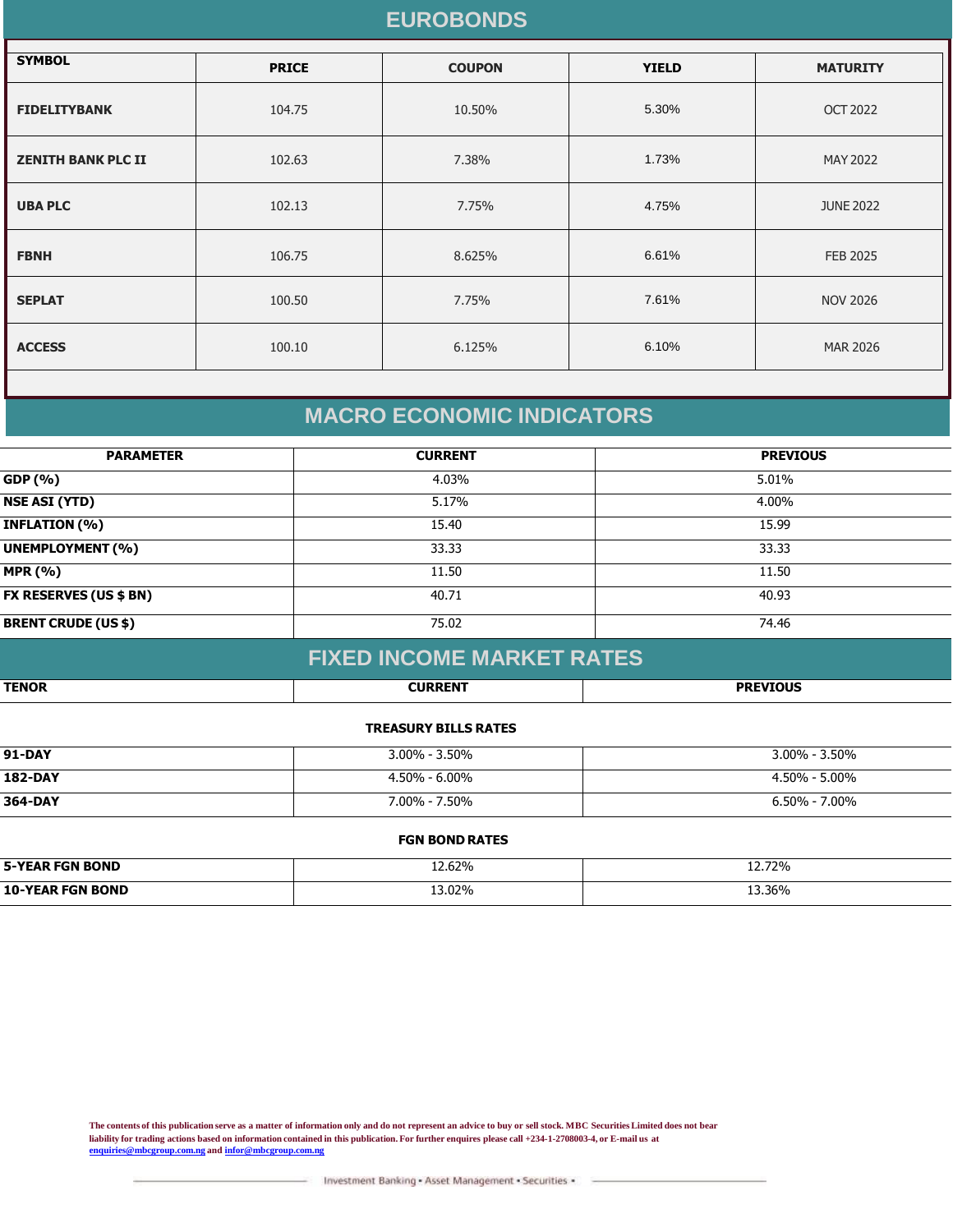# EUROBONDS

| SYMBOL | PRICE | COUPON | YIELD | MATURITY |
|---|---|---|---|---|
| FIDELITYBANK | 104.75 | 10.50% | 5.30% | OCT 2022 |
| ZENITH BANK PLC II | 102.63 | 7.38% | 1.73% | MAY 2022 |
| UBA PLC | 102.13 | 7.75% | 4.75% | JUNE 2022 |
| FBNH | 106.75 | 8.625% | 6.61% | FEB 2025 |
| SEPLAT | 100.50 | 7.75% | 7.61% | NOV 2026 |
| ACCESS | 100.10 | 6.125% | 6.10% | MAR 2026 |

# MACRO ECONOMIC INDICATORS

| PARAMETER | CURRENT | PREVIOUS |
|---|---|---|
| GDP (%) | 4.03% | 5.01% |
| NSE ASI (YTD) | 5.17% | 4.00% |
| INFLATION (%) | 15.40 | 15.99 |
| UNEMPLOYMENT (%) | 33.33 | 33.33 |
| MPR (%) | 11.50 | 11.50 |
| FX RESERVES (US $ BN) | 40.71 | 40.93 |
| BRENT CRUDE (US $) | 75.02 | 74.46 |

# FIXED INCOME MARKET RATES

| TENOR | CURRENT | PREVIOUS |
|---|---|---|
| **TREASURY BILLS RATES** | | |
| 91-DAY | 3.00% - 3.50% | 3.00% - 3.50% |
| 182-DAY | 4.50% - 6.00% | 4.50% - 5.00% |
| 364-DAY | 7.00% - 7.50% | 6.50% - 7.00% |
| **FGN BOND RATES** | | |
| 5-YEAR FGN BOND | 12.62% | 12.72% |
| 10-YEAR FGN BOND | 13.02% | 13.36% |

The contents of this publication serve as a matter of information only and do not represent an advice to buy or sell stock. MBC Securities Limited does not bear liability for trading actions based on information contained in this publication. For further enquires please call +234-1-2708003-4, or E-mail us at enquiries@mbcgroup.com.ng and infor@mbcgroup.com.ng

Investment Banking • Asset Management • Securities •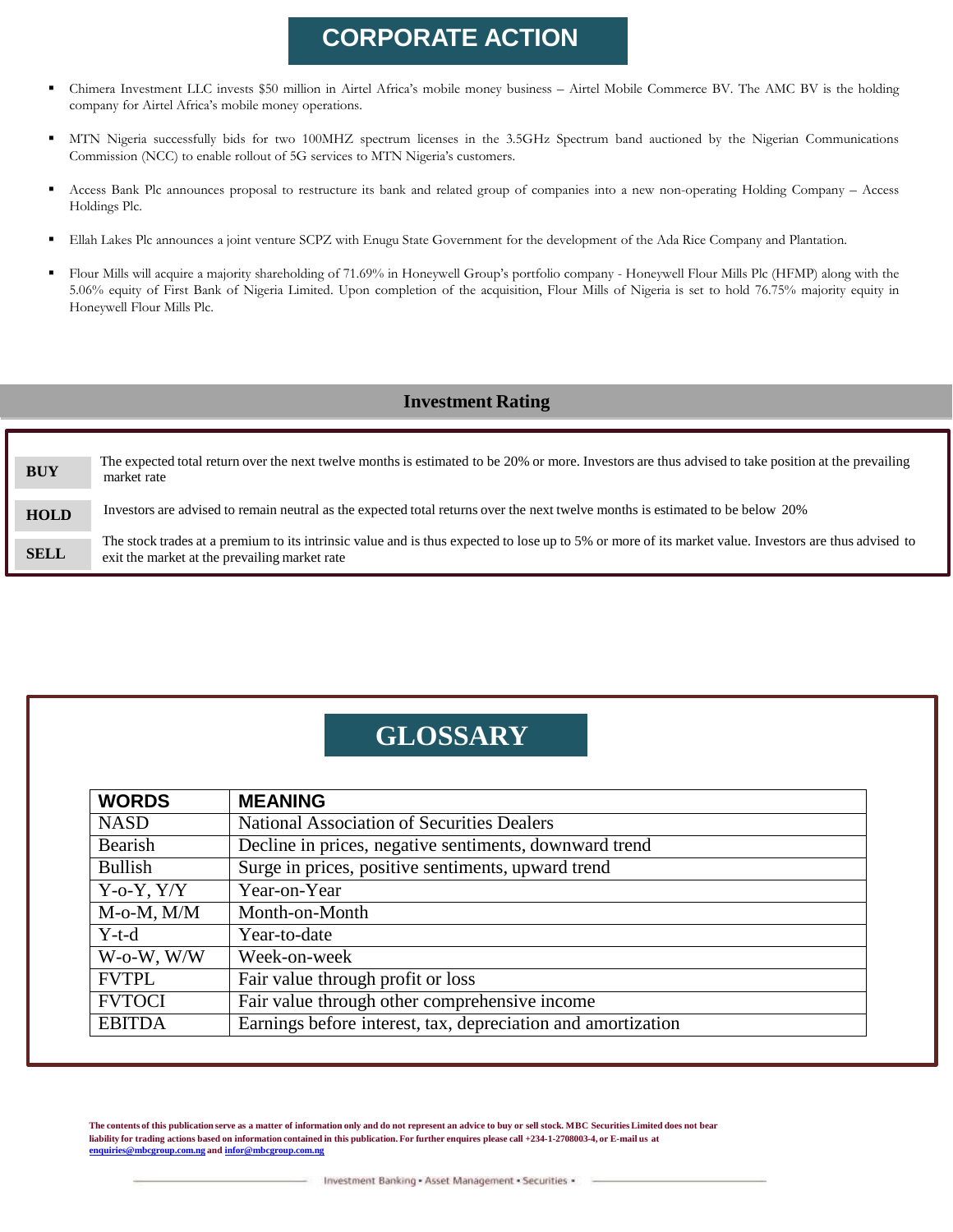# CORPORATE ACTION

- Chimera Investment LLC invests $50 million in Airtel Africa's mobile money business – Airtel Mobile Commerce BV. The AMC BV is the holding company for Airtel Africa's mobile money operations.
- MTN Nigeria successfully bids for two 100MHZ spectrum licenses in the 3.5GHz Spectrum band auctioned by the Nigerian Communications Commission (NCC) to enable rollout of 5G services to MTN Nigeria's customers.
- Access Bank Plc announces proposal to restructure its bank and related group of companies into a new non-operating Holding Company – Access Holdings Plc.
- Ellah Lakes Plc announces a joint venture SCPZ with Enugu State Government for the development of the Ada Rice Company and Plantation.
- Flour Mills will acquire a majority shareholding of 71.69% in Honeywell Group's portfolio company - Honeywell Flour Mills Plc (HFMP) along with the 5.06% equity of First Bank of Nigeria Limited. Upon completion of the acquisition, Flour Mills of Nigeria is set to hold 76.75% majority equity in Honeywell Flour Mills Plc.

## Investment Rating

| | |
|---|---|
| **BUY** | The expected total return over the next twelve months is estimated to be 20% or more. Investors are thus advised to take position at the prevailing market rate |
| **HOLD** | Investors are advised to remain neutral as the expected total returns over the next twelve months is estimated to be below 20% |
| **SELL** | The stock trades at a premium to its intrinsic value and is thus expected to lose up to 5% or more of its market value. Investors are thus advised to exit the market at the prevailing market rate |

# GLOSSARY

| WORDS | MEANING |
|---|---|
| NASD | National Association of Securities Dealers |
| Bearish | Decline in prices, negative sentiments, downward trend |
| Bullish | Surge in prices, positive sentiments, upward trend |
| Y-o-Y, Y/Y | Year-on-Year |
| M-o-M, M/M | Month-on-Month |
| Y-t-d | Year-to-date |
| W-o-W, W/W | Week-on-week |
| FVTPL | Fair value through profit or loss |
| FVTOCI | Fair value through other comprehensive income |
| EBITDA | Earnings before interest, tax, depreciation and amortization |

**The contents of this publication serve as a matter of information only and do not represent an advice to buy or sell stock. MBC Securities Limited does not bear liability for trading actions based on information contained in this publication. For further enquires please call +234-1-2708003-4, or E-mail us at enquiries@mbcgroup.com.ng and infor@mbcgroup.com.ng**

Investment Banking • Asset Management • Securities •